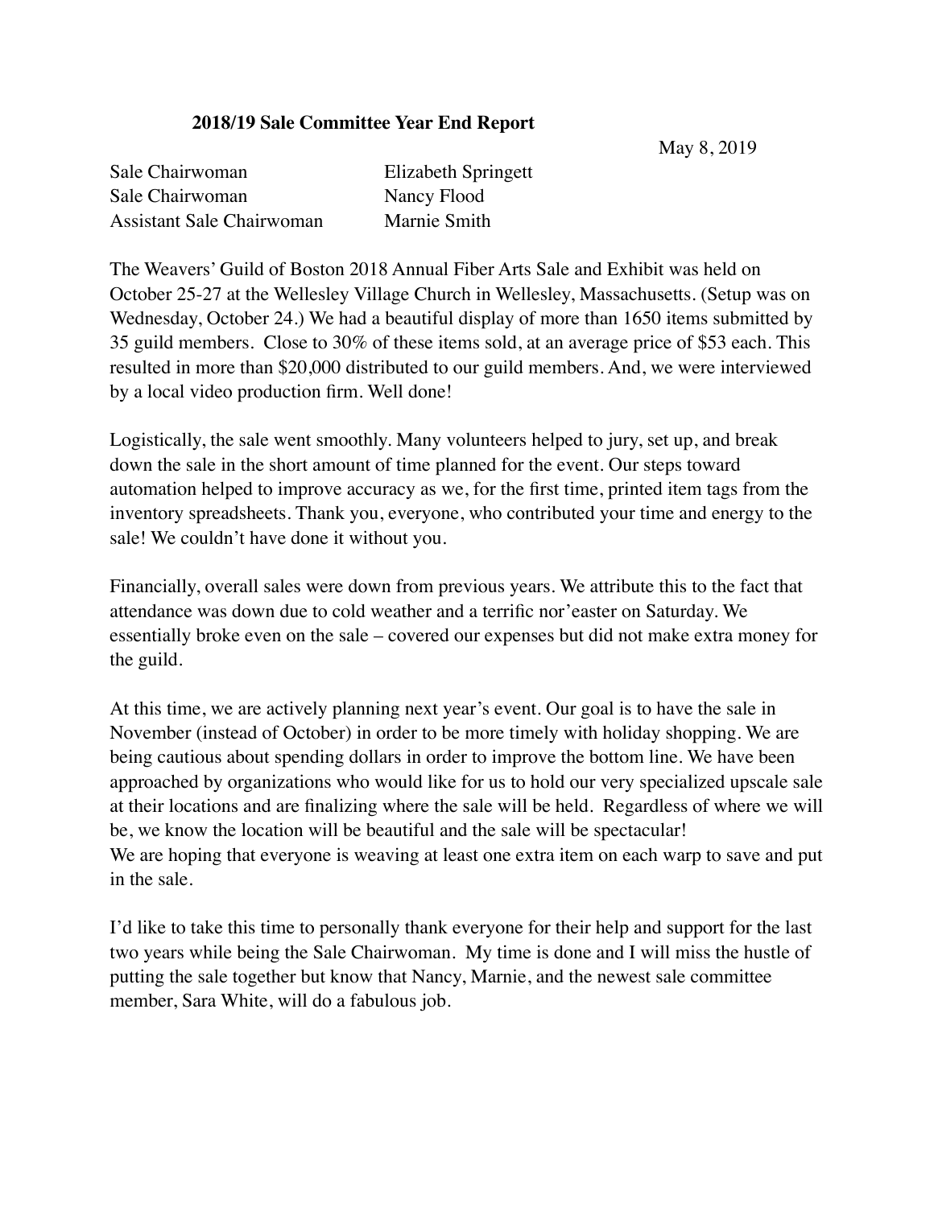## 2018/19 Sale Committee Year End Report

May 8, 2019

| | |
|---|---|
| Sale Chairwoman | Elizabeth Springett |
| Sale Chairwoman | Nancy Flood |
| Assistant Sale Chairwoman | Marnie Smith |

The Weavers' Guild of Boston 2018 Annual Fiber Arts Sale and Exhibit was held on October 25-27 at the Wellesley Village Church in Wellesley, Massachusetts. (Setup was on Wednesday, October 24.) We had a beautiful display of more than 1650 items submitted by 35 guild members. Close to 30% of these items sold, at an average price of $53 each. This resulted in more than $20,000 distributed to our guild members. And, we were interviewed by a local video production firm. Well done!

Logistically, the sale went smoothly. Many volunteers helped to jury, set up, and break down the sale in the short amount of time planned for the event. Our steps toward automation helped to improve accuracy as we, for the first time, printed item tags from the inventory spreadsheets. Thank you, everyone, who contributed your time and energy to the sale! We couldn't have done it without you.

Financially, overall sales were down from previous years. We attribute this to the fact that attendance was down due to cold weather and a terrific nor'easter on Saturday. We essentially broke even on the sale – covered our expenses but did not make extra money for the guild.

At this time, we are actively planning next year's event. Our goal is to have the sale in November (instead of October) in order to be more timely with holiday shopping. We are being cautious about spending dollars in order to improve the bottom line. We have been approached by organizations who would like for us to hold our very specialized upscale sale at their locations and are finalizing where the sale will be held. Regardless of where we will be, we know the location will be beautiful and the sale will be spectacular!
We are hoping that everyone is weaving at least one extra item on each warp to save and put in the sale.

I'd like to take this time to personally thank everyone for their help and support for the last two years while being the Sale Chairwoman. My time is done and I will miss the hustle of putting the sale together but know that Nancy, Marnie, and the newest sale committee member, Sara White, will do a fabulous job.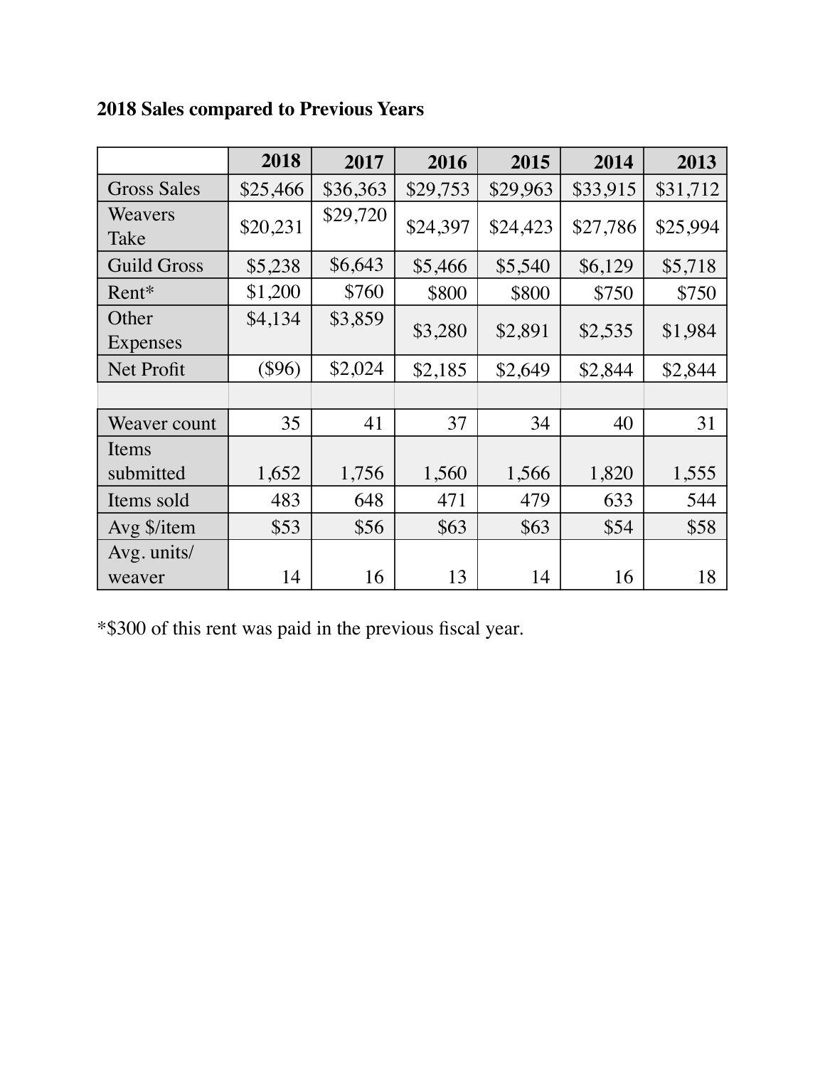**2018 Sales compared to Previous Years**

| | 2018 | 2017 | 2016 | 2015 | 2014 | 2013 |
|---|---|---|---|---|---|---|
| Gross Sales | $25,466 | $36,363 | $29,753 | $29,963 | $33,915 | $31,712 |
| Weavers Take | $20,231 | $29,720 | $24,397 | $24,423 | $27,786 | $25,994 |
| Guild Gross | $5,238 | $6,643 | $5,466 | $5,540 | $6,129 | $5,718 |
| Rent* | $1,200 | $760 | $800 | $800 | $750 | $750 |
| Other Expenses | $4,134 | $3,859 | $3,280 | $2,891 | $2,535 | $1,984 |
| Net Profit | ($96) | $2,024 | $2,185 | $2,649 | $2,844 | $2,844 |
| | | | | | | |
| Weaver count | 35 | 41 | 37 | 34 | 40 | 31 |
| Items submitted | 1,652 | 1,756 | 1,560 | 1,566 | 1,820 | 1,555 |
| Items sold | 483 | 648 | 471 | 479 | 633 | 544 |
| Avg $/item | $53 | $56 | $63 | $63 | $54 | $58 |
| Avg. units/ weaver | 14 | 16 | 13 | 14 | 16 | 18 |

*$300 of this rent was paid in the previous fiscal year.